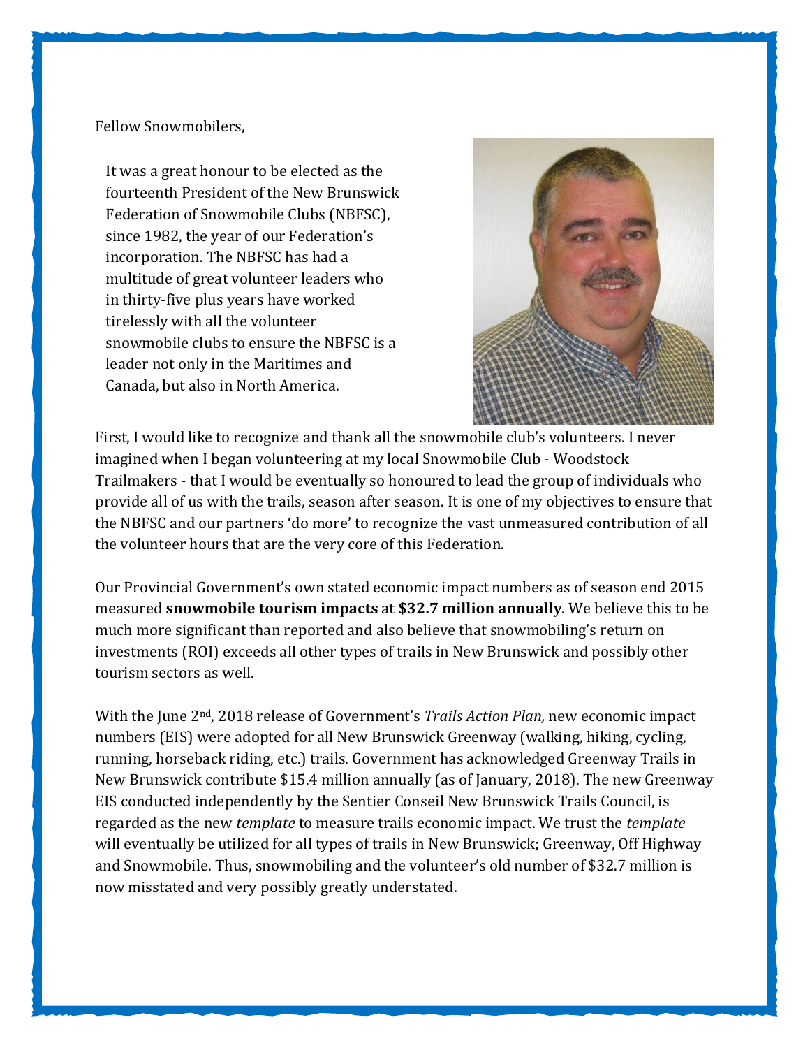Fellow Snowmobilers,

It was a great honour to be elected as the fourteenth President of the New Brunswick Federation of Snowmobile Clubs (NBFSC), since 1982, the year of our Federation's incorporation. The NBFSC has had a multitude of great volunteer leaders who in thirty-five plus years have worked tirelessly with all the volunteer snowmobile clubs to ensure the NBFSC is a leader not only in the Maritimes and Canada, but also in North America.

First, I would like to recognize and thank all the snowmobile club's volunteers. I never imagined when I began volunteering at my local Snowmobile Club - Woodstock Trailmakers - that I would be eventually so honoured to lead the group of individuals who provide all of us with the trails, season after season. It is one of my objectives to ensure that the NBFSC and our partners 'do more' to recognize the vast unmeasured contribution of all the volunteer hours that are the very core of this Federation.

Our Provincial Government's own stated economic impact numbers as of season end 2015 measured **snowmobile tourism impacts** at **$32.7 million annually**. We believe this to be much more significant than reported and also believe that snowmobiling's return on investments (ROI) exceeds all other types of trails in New Brunswick and possibly other tourism sectors as well.

With the June 2nd, 2018 release of Government's *Trails Action Plan,* new economic impact numbers (EIS) were adopted for all New Brunswick Greenway (walking, hiking, cycling, running, horseback riding, etc.) trails. Government has acknowledged Greenway Trails in New Brunswick contribute $15.4 million annually (as of January, 2018). The new Greenway EIS conducted independently by the Sentier Conseil New Brunswick Trails Council, is regarded as the new *template* to measure trails economic impact. We trust the *template* will eventually be utilized for all types of trails in New Brunswick; Greenway, Off Highway and Snowmobile. Thus, snowmobiling and the volunteer's old number of $32.7 million is now misstated and very possibly greatly understated.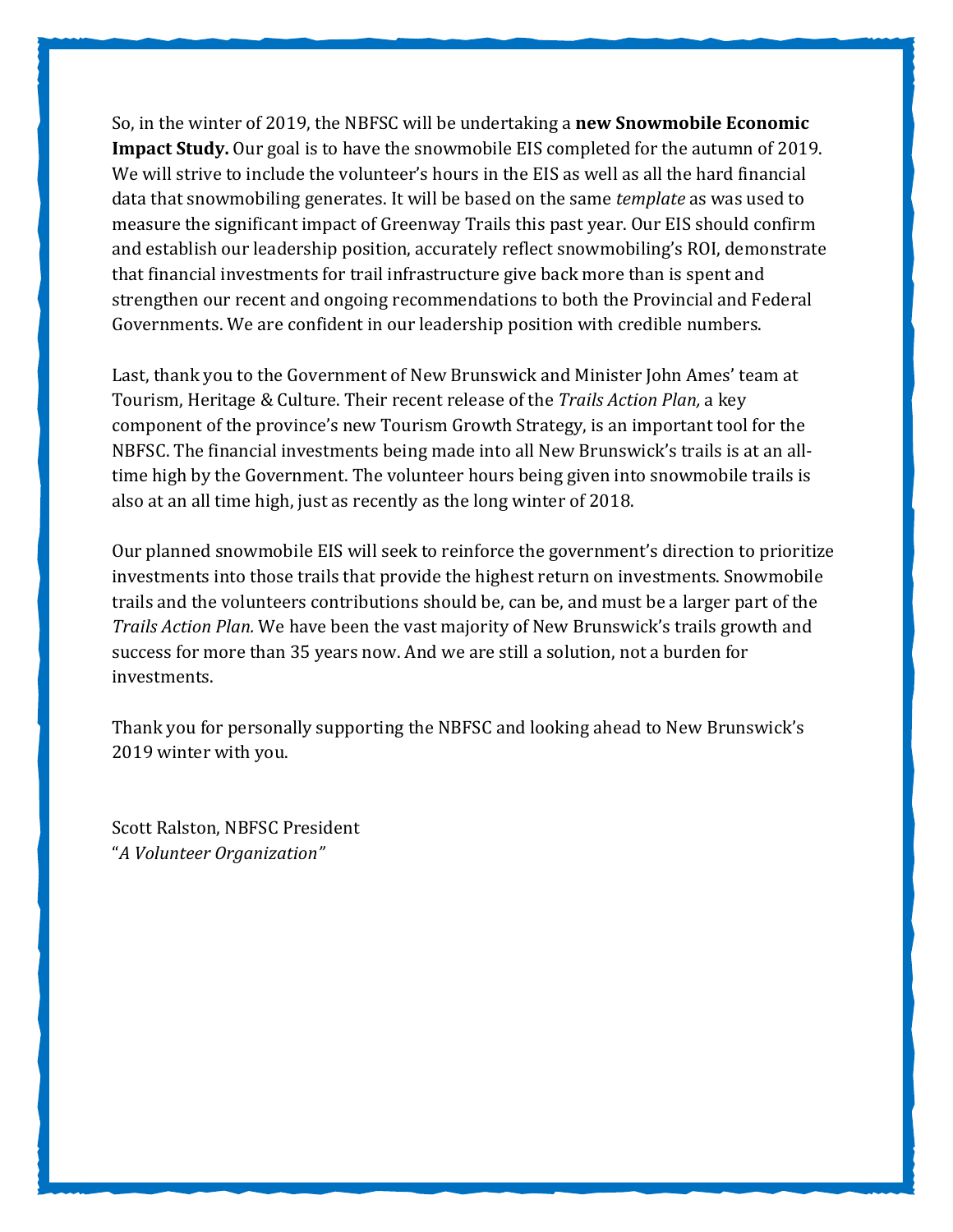So, in the winter of 2019, the NBFSC will be undertaking a **new Snowmobile Economic Impact Study.** Our goal is to have the snowmobile EIS completed for the autumn of 2019. We will strive to include the volunteer's hours in the EIS as well as all the hard financial data that snowmobiling generates. It will be based on the same *template* as was used to measure the significant impact of Greenway Trails this past year. Our EIS should confirm and establish our leadership position, accurately reflect snowmobiling's ROI, demonstrate that financial investments for trail infrastructure give back more than is spent and strengthen our recent and ongoing recommendations to both the Provincial and Federal Governments. We are confident in our leadership position with credible numbers.

Last, thank you to the Government of New Brunswick and Minister John Ames' team at Tourism, Heritage & Culture. Their recent release of the *Trails Action Plan,* a key component of the province's new Tourism Growth Strategy, is an important tool for the NBFSC. The financial investments being made into all New Brunswick's trails is at an all-time high by the Government. The volunteer hours being given into snowmobile trails is also at an all time high, just as recently as the long winter of 2018.

Our planned snowmobile EIS will seek to reinforce the government's direction to prioritize investments into those trails that provide the highest return on investments. Snowmobile trails and the volunteers contributions should be, can be, and must be a larger part of the *Trails Action Plan.* We have been the vast majority of New Brunswick's trails growth and success for more than 35 years now. And we are still a solution, not a burden for investments.

Thank you for personally supporting the NBFSC and looking ahead to New Brunswick's 2019 winter with you.

Scott Ralston, NBFSC President
"*A Volunteer Organization"*